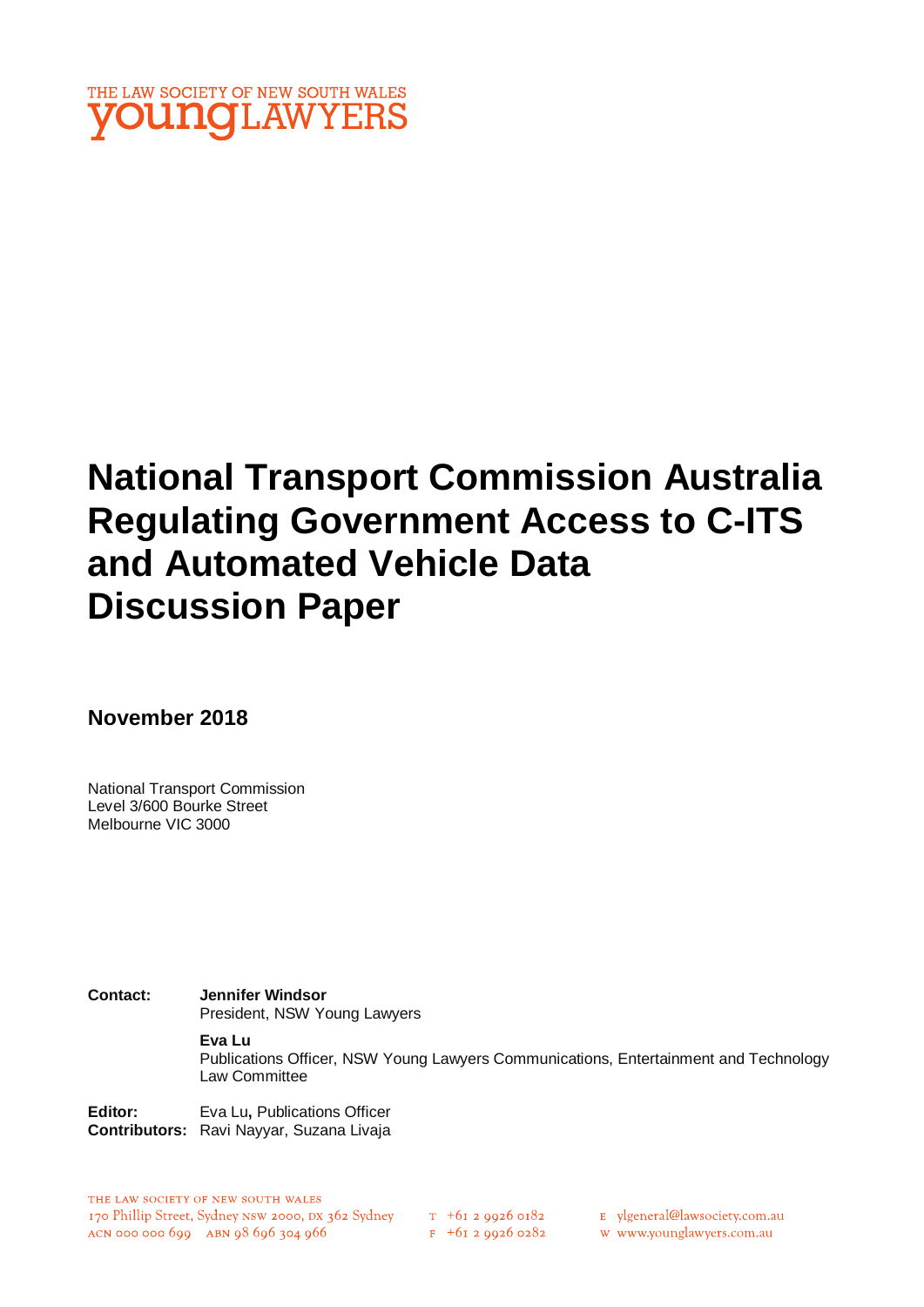THE LAW SOCIETY OF NEW SOUTH WALES
**young LAWYERS**

# National Transport Commission Australia Regulating Government Access to C-ITS and Automated Vehicle Data Discussion Paper

**November 2018**

National Transport Commission
Level 3/600 Bourke Street
Melbourne VIC 3000

**Contact:** **Jennifer Windsor**
President, NSW Young Lawyers

**Eva Lu**
Publications Officer, NSW Young Lawyers Communications, Entertainment and Technology Law Committee

**Editor:** Eva Lu**,** Publications Officer
**Contributors:** Ravi Nayyar, Suzana Livaja

THE LAW SOCIETY OF NEW SOUTH WALES
170 Phillip Street, Sydney NSW 2000, DX 362 Sydney
ACN 000 000 699 ABN 98 696 304 966
T +61 2 9926 0182
F +61 2 9926 0282
E ylgeneral@lawsociety.com.au
W www.younglawyers.com.au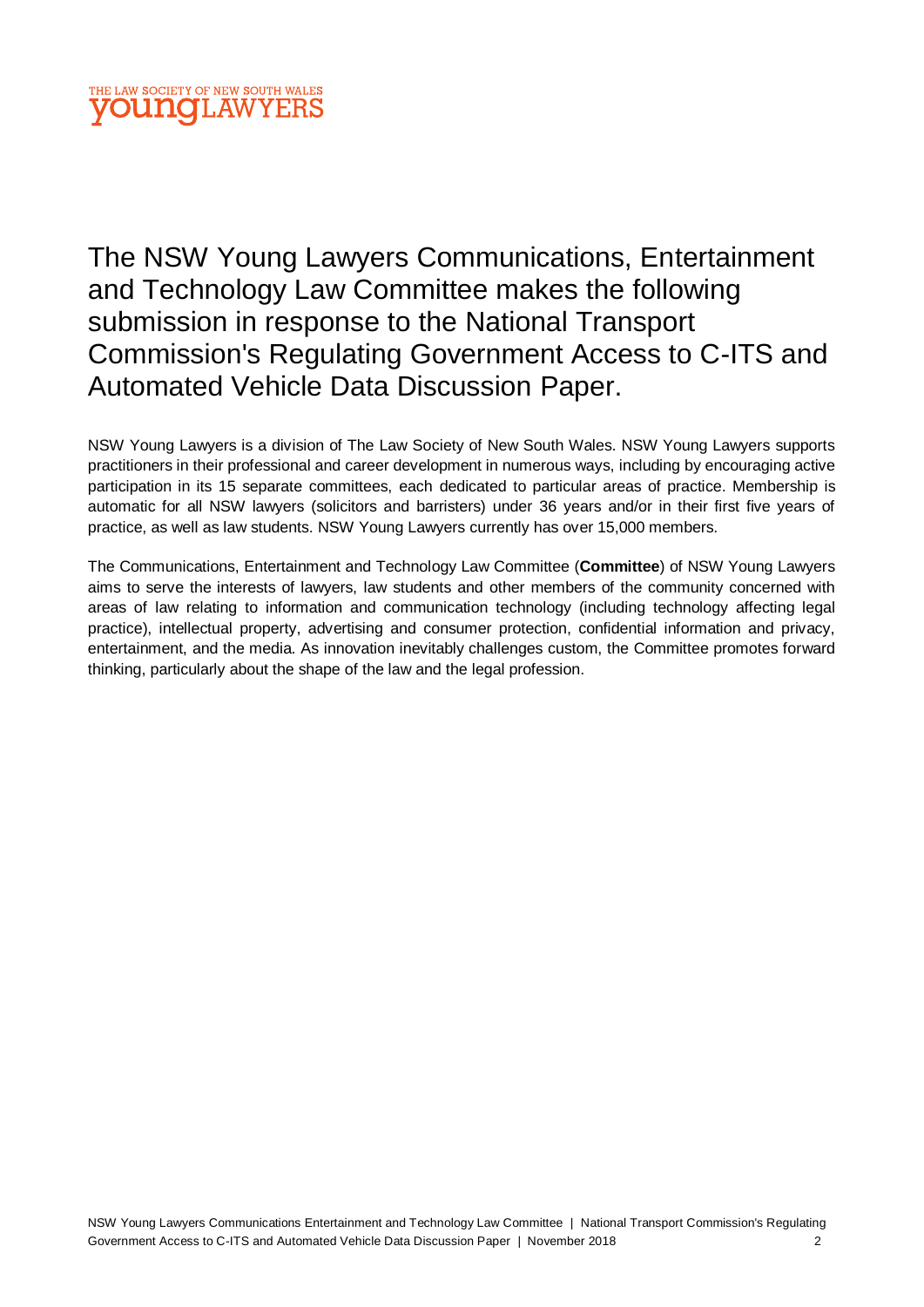# The NSW Young Lawyers Communications, Entertainment and Technology Law Committee makes the following submission in response to the National Transport Commission's Regulating Government Access to C-ITS and Automated Vehicle Data Discussion Paper.

NSW Young Lawyers is a division of The Law Society of New South Wales. NSW Young Lawyers supports practitioners in their professional and career development in numerous ways, including by encouraging active participation in its 15 separate committees, each dedicated to particular areas of practice. Membership is automatic for all NSW lawyers (solicitors and barristers) under 36 years and/or in their first five years of practice, as well as law students. NSW Young Lawyers currently has over 15,000 members.

The Communications, Entertainment and Technology Law Committee (**Committee**) of NSW Young Lawyers aims to serve the interests of lawyers, law students and other members of the community concerned with areas of law relating to information and communication technology (including technology affecting legal practice), intellectual property, advertising and consumer protection, confidential information and privacy, entertainment, and the media. As innovation inevitably challenges custom, the Committee promotes forward thinking, particularly about the shape of the law and the legal profession.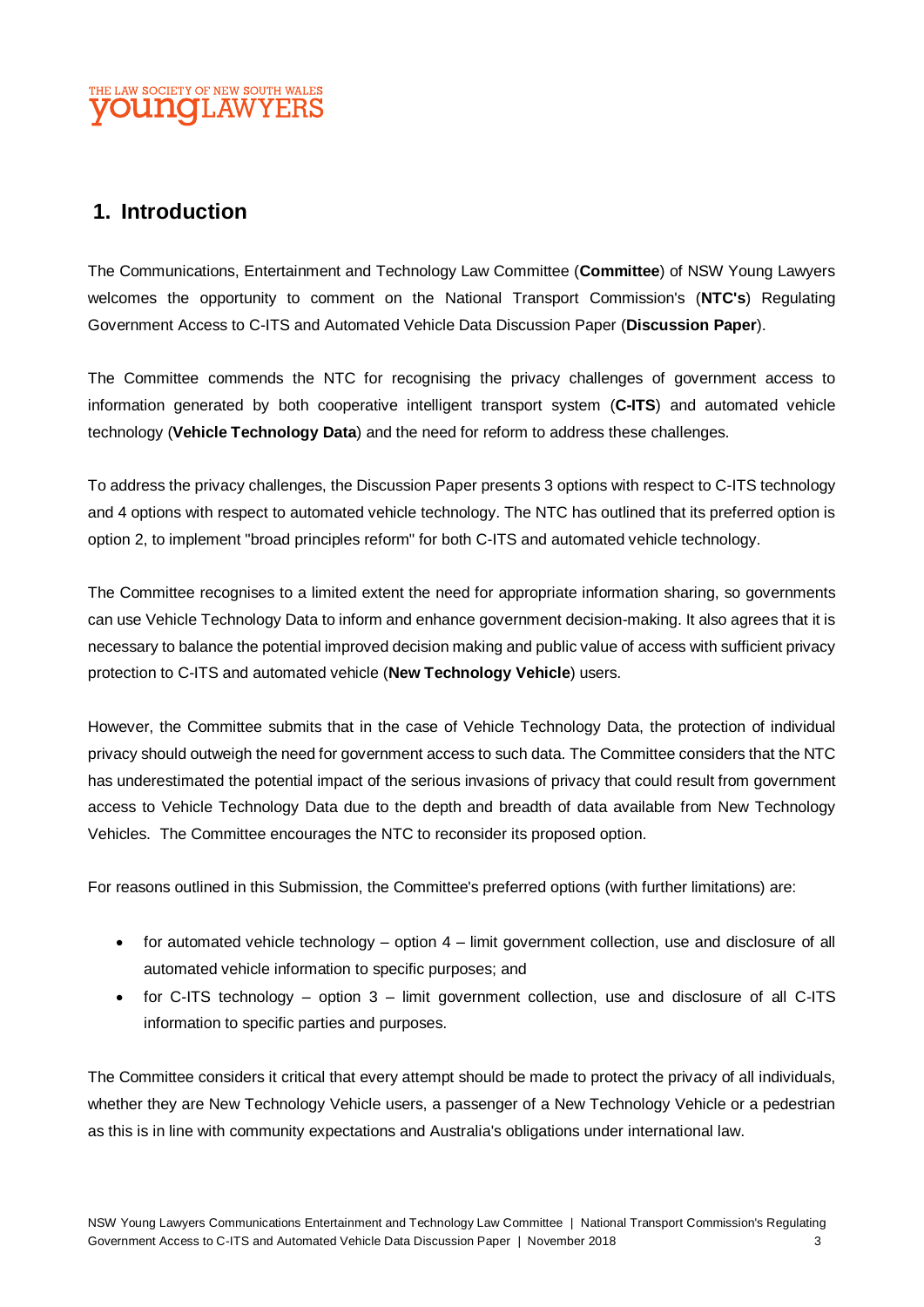## 1. Introduction

The Communications, Entertainment and Technology Law Committee (**Committee**) of NSW Young Lawyers welcomes the opportunity to comment on the National Transport Commission's (**NTC's**) Regulating Government Access to C-ITS and Automated Vehicle Data Discussion Paper (**Discussion Paper**).

The Committee commends the NTC for recognising the privacy challenges of government access to information generated by both cooperative intelligent transport system (**C-ITS**) and automated vehicle technology (**Vehicle Technology Data**) and the need for reform to address these challenges.

To address the privacy challenges, the Discussion Paper presents 3 options with respect to C-ITS technology and 4 options with respect to automated vehicle technology. The NTC has outlined that its preferred option is option 2, to implement "broad principles reform" for both C-ITS and automated vehicle technology.

The Committee recognises to a limited extent the need for appropriate information sharing, so governments can use Vehicle Technology Data to inform and enhance government decision-making. It also agrees that it is necessary to balance the potential improved decision making and public value of access with sufficient privacy protection to C-ITS and automated vehicle (**New Technology Vehicle**) users.

However, the Committee submits that in the case of Vehicle Technology Data, the protection of individual privacy should outweigh the need for government access to such data. The Committee considers that the NTC has underestimated the potential impact of the serious invasions of privacy that could result from government access to Vehicle Technology Data due to the depth and breadth of data available from New Technology Vehicles. The Committee encourages the NTC to reconsider its proposed option.

For reasons outlined in this Submission, the Committee's preferred options (with further limitations) are:

- for automated vehicle technology – option 4 – limit government collection, use and disclosure of all automated vehicle information to specific purposes; and
- for C-ITS technology – option 3 – limit government collection, use and disclosure of all C-ITS information to specific parties and purposes.

The Committee considers it critical that every attempt should be made to protect the privacy of all individuals, whether they are New Technology Vehicle users, a passenger of a New Technology Vehicle or a pedestrian as this is in line with community expectations and Australia's obligations under international law.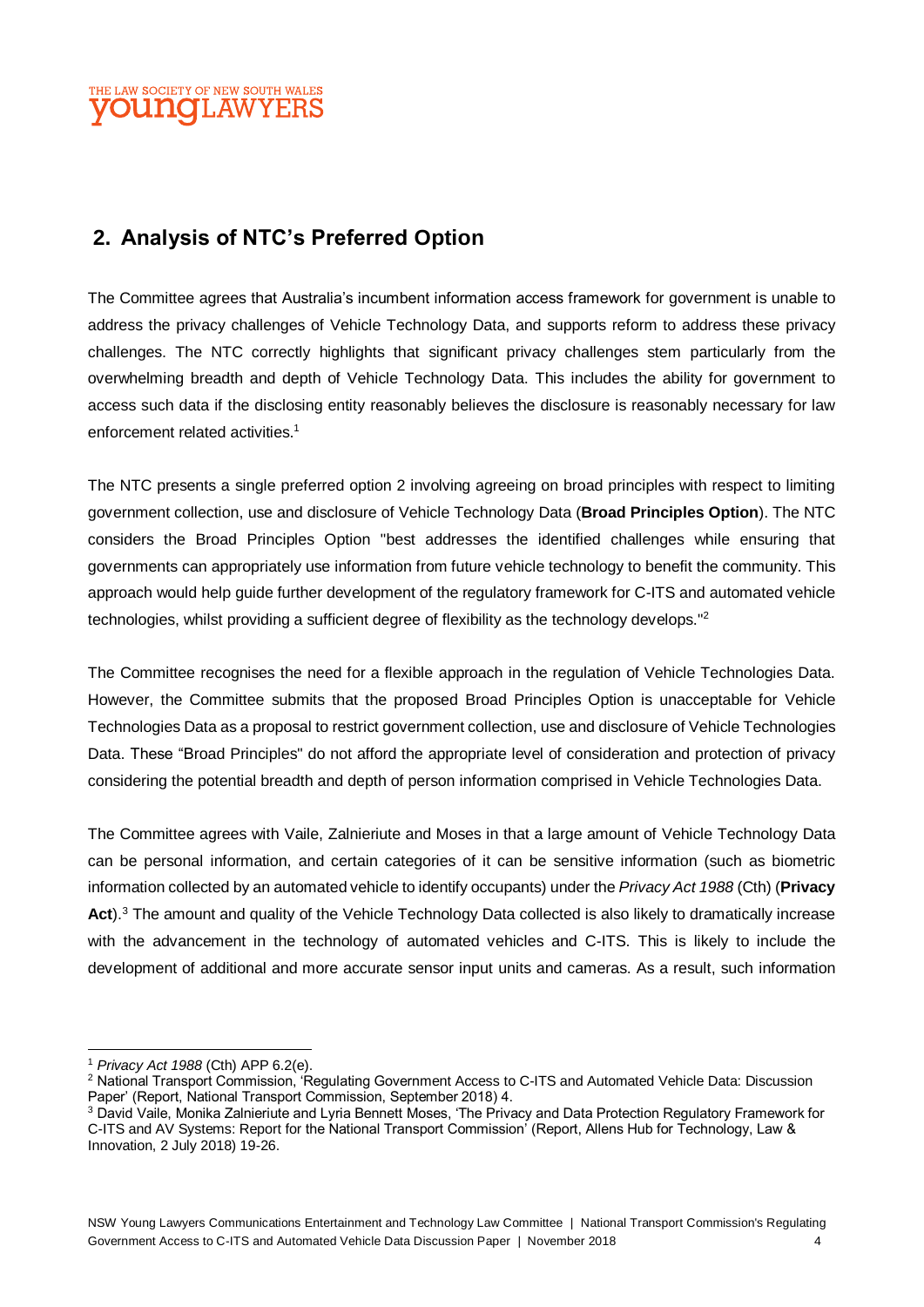## 2. Analysis of NTC's Preferred Option

The Committee agrees that Australia's incumbent information access framework for government is unable to address the privacy challenges of Vehicle Technology Data, and supports reform to address these privacy challenges. The NTC correctly highlights that significant privacy challenges stem particularly from the overwhelming breadth and depth of Vehicle Technology Data. This includes the ability for government to access such data if the disclosing entity reasonably believes the disclosure is reasonably necessary for law enforcement related activities.[1]

The NTC presents a single preferred option 2 involving agreeing on broad principles with respect to limiting government collection, use and disclosure of Vehicle Technology Data (**Broad Principles Option**). The NTC considers the Broad Principles Option "best addresses the identified challenges while ensuring that governments can appropriately use information from future vehicle technology to benefit the community. This approach would help guide further development of the regulatory framework for C-ITS and automated vehicle technologies, whilst providing a sufficient degree of flexibility as the technology develops."[2]

The Committee recognises the need for a flexible approach in the regulation of Vehicle Technologies Data. However, the Committee submits that the proposed Broad Principles Option is unacceptable for Vehicle Technologies Data as a proposal to restrict government collection, use and disclosure of Vehicle Technologies Data. These "Broad Principles" do not afford the appropriate level of consideration and protection of privacy considering the potential breadth and depth of person information comprised in Vehicle Technologies Data.

The Committee agrees with Vaile, Zalnieriute and Moses in that a large amount of Vehicle Technology Data can be personal information, and certain categories of it can be sensitive information (such as biometric information collected by an automated vehicle to identify occupants) under the *Privacy Act 1988* (Cth) (**Privacy Act**).[3] The amount and quality of the Vehicle Technology Data collected is also likely to dramatically increase with the advancement in the technology of automated vehicles and C-ITS. This is likely to include the development of additional and more accurate sensor input units and cameras. As a result, such information

---

[1] *Privacy Act 1988* (Cth) APP 6.2(e).

[2] National Transport Commission, 'Regulating Government Access to C-ITS and Automated Vehicle Data: Discussion Paper' (Report, National Transport Commission, September 2018) 4.

[3] David Vaile, Monika Zalnieriute and Lyria Bennett Moses, 'The Privacy and Data Protection Regulatory Framework for C-ITS and AV Systems: Report for the National Transport Commission' (Report, Allens Hub for Technology, Law & Innovation, 2 July 2018) 19-26.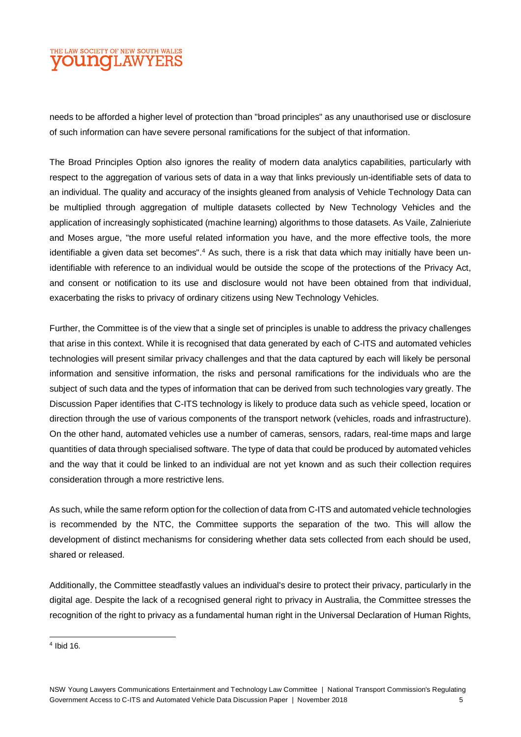needs to be afforded a higher level of protection than "broad principles" as any unauthorised use or disclosure of such information can have severe personal ramifications for the subject of that information.

The Broad Principles Option also ignores the reality of modern data analytics capabilities, particularly with respect to the aggregation of various sets of data in a way that links previously un-identifiable sets of data to an individual. The quality and accuracy of the insights gleaned from analysis of Vehicle Technology Data can be multiplied through aggregation of multiple datasets collected by New Technology Vehicles and the application of increasingly sophisticated (machine learning) algorithms to those datasets. As Vaile, Zalnieriute and Moses argue, "the more useful related information you have, and the more effective tools, the more identifiable a given data set becomes".[4] As such, there is a risk that data which may initially have been un-identifiable with reference to an individual would be outside the scope of the protections of the Privacy Act, and consent or notification to its use and disclosure would not have been obtained from that individual, exacerbating the risks to privacy of ordinary citizens using New Technology Vehicles.

Further, the Committee is of the view that a single set of principles is unable to address the privacy challenges that arise in this context. While it is recognised that data generated by each of C-ITS and automated vehicles technologies will present similar privacy challenges and that the data captured by each will likely be personal information and sensitive information, the risks and personal ramifications for the individuals who are the subject of such data and the types of information that can be derived from such technologies vary greatly. The Discussion Paper identifies that C-ITS technology is likely to produce data such as vehicle speed, location or direction through the use of various components of the transport network (vehicles, roads and infrastructure). On the other hand, automated vehicles use a number of cameras, sensors, radars, real-time maps and large quantities of data through specialised software. The type of data that could be produced by automated vehicles and the way that it could be linked to an individual are not yet known and as such their collection requires consideration through a more restrictive lens.

As such, while the same reform option for the collection of data from C-ITS and automated vehicle technologies is recommended by the NTC, the Committee supports the separation of the two. This will allow the development of distinct mechanisms for considering whether data sets collected from each should be used, shared or released.

Additionally, the Committee steadfastly values an individual's desire to protect their privacy, particularly in the digital age. Despite the lack of a recognised general right to privacy in Australia, the Committee stresses the recognition of the right to privacy as a fundamental human right in the Universal Declaration of Human Rights,

---

[4] Ibid 16.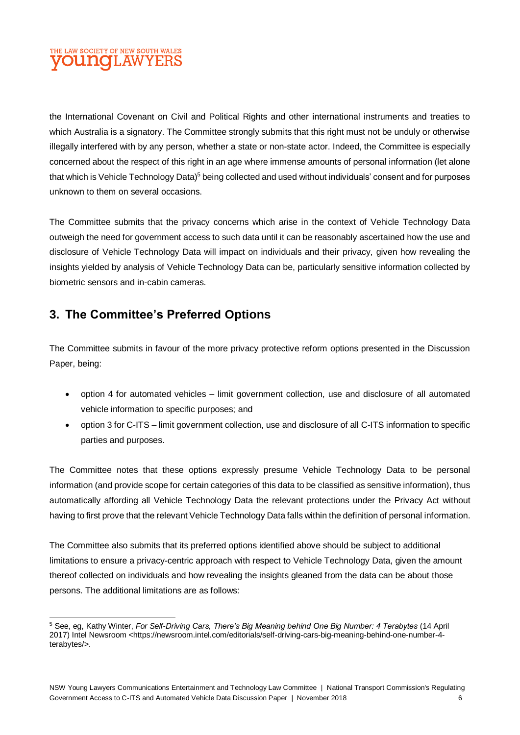the International Covenant on Civil and Political Rights and other international instruments and treaties to which Australia is a signatory. The Committee strongly submits that this right must not be unduly or otherwise illegally interfered with by any person, whether a state or non-state actor. Indeed, the Committee is especially concerned about the respect of this right in an age where immense amounts of personal information (let alone that which is Vehicle Technology Data)[5] being collected and used without individuals' consent and for purposes unknown to them on several occasions.

The Committee submits that the privacy concerns which arise in the context of Vehicle Technology Data outweigh the need for government access to such data until it can be reasonably ascertained how the use and disclosure of Vehicle Technology Data will impact on individuals and their privacy, given how revealing the insights yielded by analysis of Vehicle Technology Data can be, particularly sensitive information collected by biometric sensors and in-cabin cameras.

## 3. The Committee's Preferred Options

The Committee submits in favour of the more privacy protective reform options presented in the Discussion Paper, being:

- option 4 for automated vehicles – limit government collection, use and disclosure of all automated vehicle information to specific purposes; and
- option 3 for C-ITS – limit government collection, use and disclosure of all C-ITS information to specific parties and purposes.

The Committee notes that these options expressly presume Vehicle Technology Data to be personal information (and provide scope for certain categories of this data to be classified as sensitive information), thus automatically affording all Vehicle Technology Data the relevant protections under the Privacy Act without having to first prove that the relevant Vehicle Technology Data falls within the definition of personal information.

The Committee also submits that its preferred options identified above should be subject to additional limitations to ensure a privacy-centric approach with respect to Vehicle Technology Data, given the amount thereof collected on individuals and how revealing the insights gleaned from the data can be about those persons. The additional limitations are as follows:

---

[5] See, eg, Kathy Winter, *For Self-Driving Cars, There's Big Meaning behind One Big Number: 4 Terabytes* (14 April 2017) Intel Newsroom <https://newsroom.intel.com/editorials/self-driving-cars-big-meaning-behind-one-number-4-terabytes/>.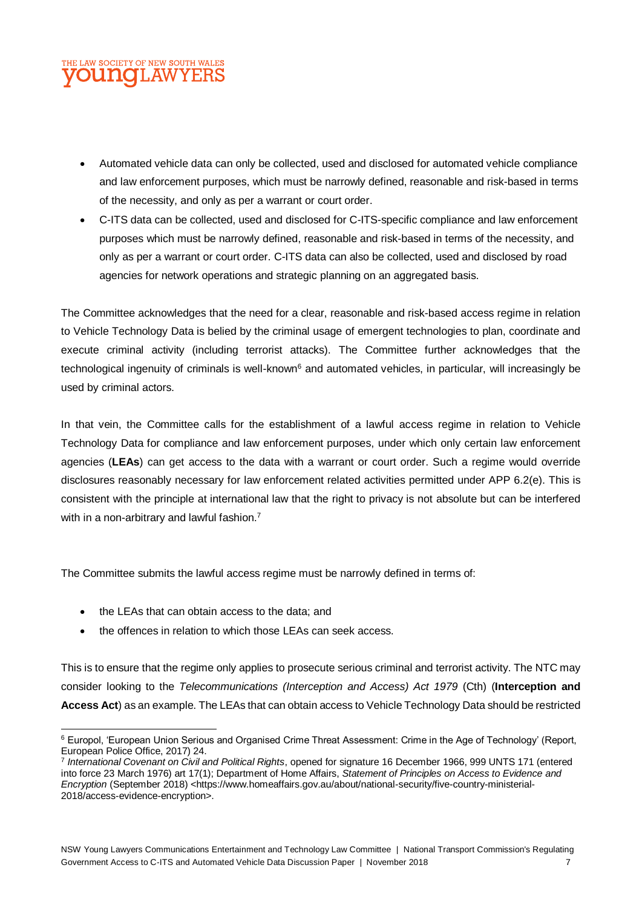- Automated vehicle data can only be collected, used and disclosed for automated vehicle compliance and law enforcement purposes, which must be narrowly defined, reasonable and risk-based in terms of the necessity, and only as per a warrant or court order.
- C-ITS data can be collected, used and disclosed for C-ITS-specific compliance and law enforcement purposes which must be narrowly defined, reasonable and risk-based in terms of the necessity, and only as per a warrant or court order. C-ITS data can also be collected, used and disclosed by road agencies for network operations and strategic planning on an aggregated basis.

The Committee acknowledges that the need for a clear, reasonable and risk-based access regime in relation to Vehicle Technology Data is belied by the criminal usage of emergent technologies to plan, coordinate and execute criminal activity (including terrorist attacks). The Committee further acknowledges that the technological ingenuity of criminals is well-known[6] and automated vehicles, in particular, will increasingly be used by criminal actors.

In that vein, the Committee calls for the establishment of a lawful access regime in relation to Vehicle Technology Data for compliance and law enforcement purposes, under which only certain law enforcement agencies (**LEAs**) can get access to the data with a warrant or court order. Such a regime would override disclosures reasonably necessary for law enforcement related activities permitted under APP 6.2(e). This is consistent with the principle at international law that the right to privacy is not absolute but can be interfered with in a non-arbitrary and lawful fashion.[7]

The Committee submits the lawful access regime must be narrowly defined in terms of:

- the LEAs that can obtain access to the data; and
- the offences in relation to which those LEAs can seek access.

This is to ensure that the regime only applies to prosecute serious criminal and terrorist activity. The NTC may consider looking to the *Telecommunications (Interception and Access) Act 1979* (Cth) (**Interception and Access Act**) as an example. The LEAs that can obtain access to Vehicle Technology Data should be restricted

[6] Europol, 'European Union Serious and Organised Crime Threat Assessment: Crime in the Age of Technology' (Report, European Police Office, 2017) 24.

[7] *International Covenant on Civil and Political Rights*, opened for signature 16 December 1966, 999 UNTS 171 (entered into force 23 March 1976) art 17(1); Department of Home Affairs, *Statement of Principles on Access to Evidence and Encryption* (September 2018) <https://www.homeaffairs.gov.au/about/national-security/five-country-ministerial-2018/access-evidence-encryption>.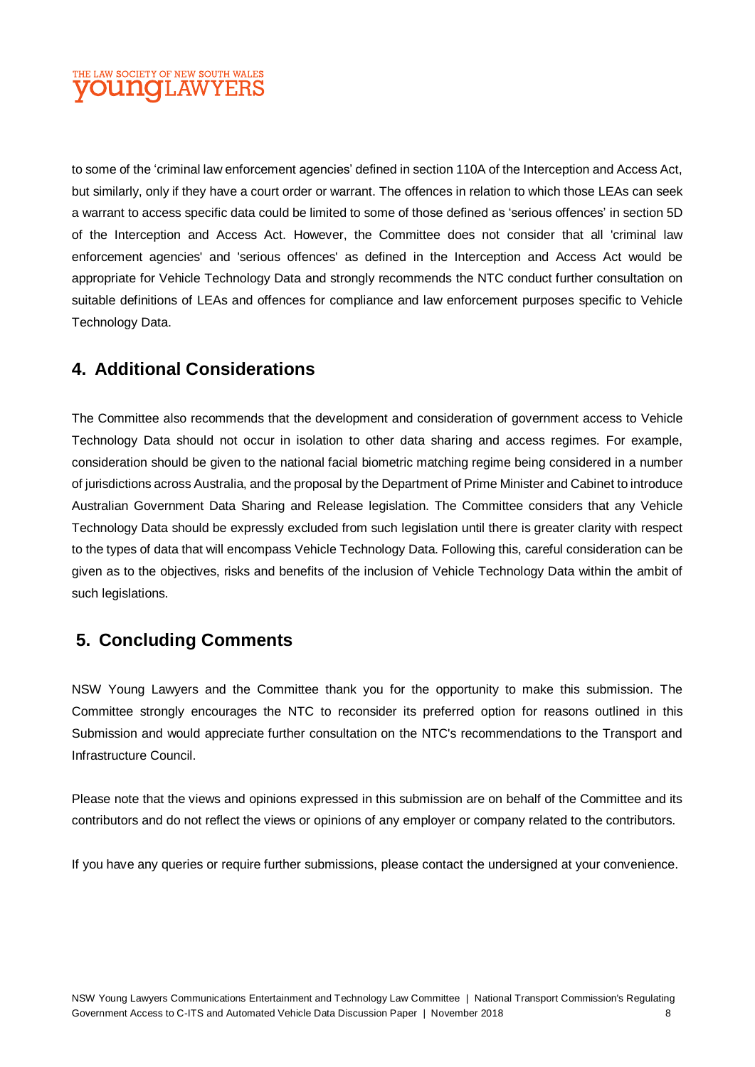to some of the 'criminal law enforcement agencies' defined in section 110A of the Interception and Access Act, but similarly, only if they have a court order or warrant. The offences in relation to which those LEAs can seek a warrant to access specific data could be limited to some of those defined as 'serious offences' in section 5D of the Interception and Access Act. However, the Committee does not consider that all 'criminal law enforcement agencies' and 'serious offences' as defined in the Interception and Access Act would be appropriate for Vehicle Technology Data and strongly recommends the NTC conduct further consultation on suitable definitions of LEAs and offences for compliance and law enforcement purposes specific to Vehicle Technology Data.

## 4. Additional Considerations

The Committee also recommends that the development and consideration of government access to Vehicle Technology Data should not occur in isolation to other data sharing and access regimes. For example, consideration should be given to the national facial biometric matching regime being considered in a number of jurisdictions across Australia, and the proposal by the Department of Prime Minister and Cabinet to introduce Australian Government Data Sharing and Release legislation. The Committee considers that any Vehicle Technology Data should be expressly excluded from such legislation until there is greater clarity with respect to the types of data that will encompass Vehicle Technology Data. Following this, careful consideration can be given as to the objectives, risks and benefits of the inclusion of Vehicle Technology Data within the ambit of such legislations.

## 5. Concluding Comments

NSW Young Lawyers and the Committee thank you for the opportunity to make this submission. The Committee strongly encourages the NTC to reconsider its preferred option for reasons outlined in this Submission and would appreciate further consultation on the NTC's recommendations to the Transport and Infrastructure Council.

Please note that the views and opinions expressed in this submission are on behalf of the Committee and its contributors and do not reflect the views or opinions of any employer or company related to the contributors.

If you have any queries or require further submissions, please contact the undersigned at your convenience.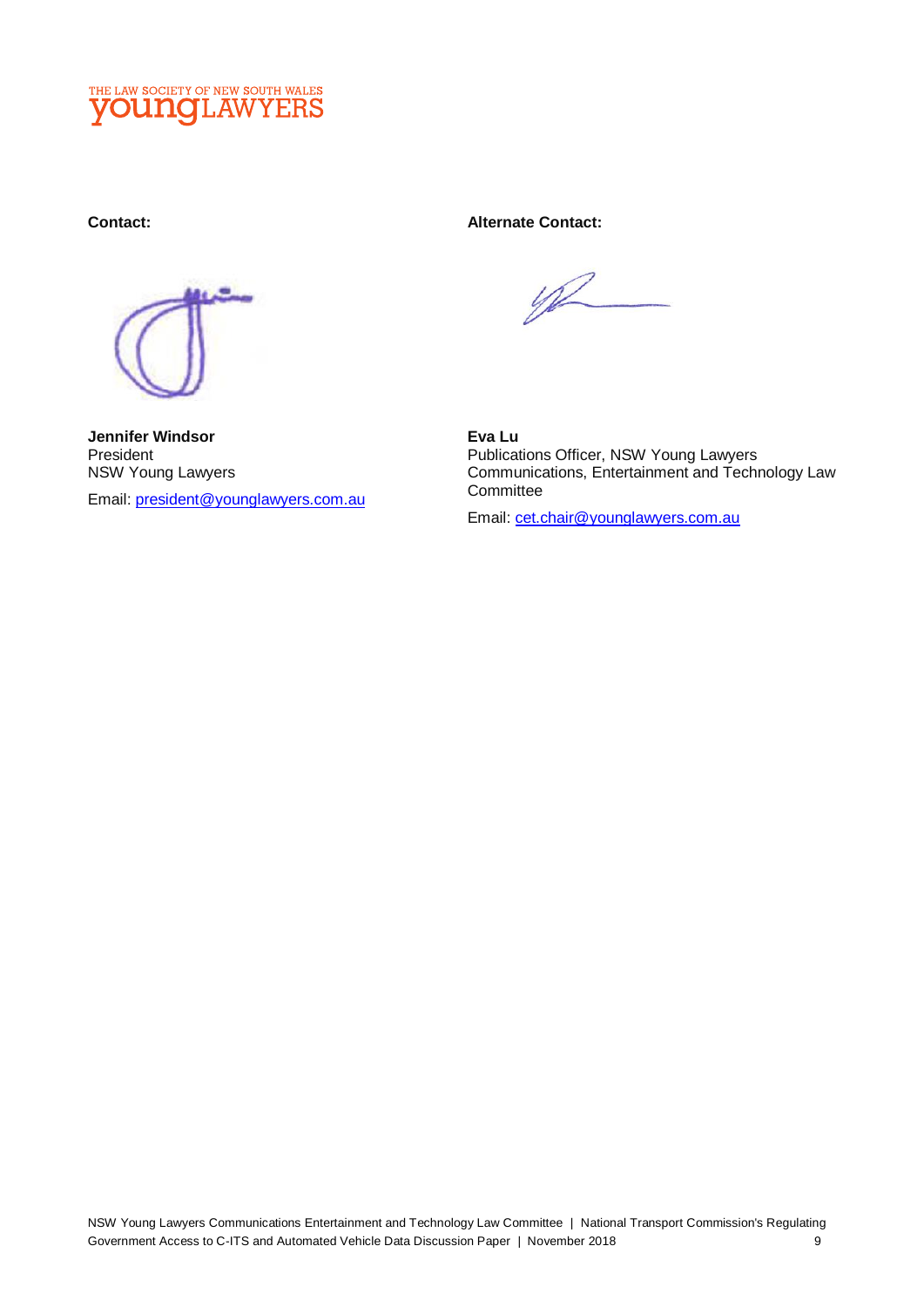**Contact:**

**Jennifer Windsor**
President
NSW Young Lawyers

Email: president@younglawyers.com.au

**Alternate Contact:**

**Eva Lu**
Publications Officer, NSW Young Lawyers
Communications, Entertainment and Technology Law Committee

Email: cet.chair@younglawyers.com.au